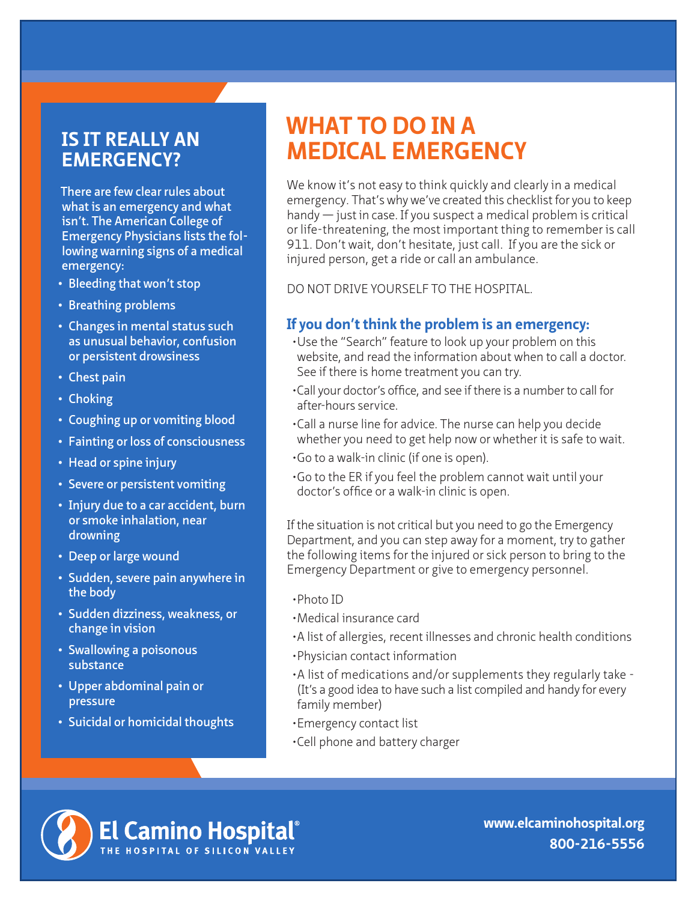# WHAT TO DO IN A MEDICAL EMERGENCY

We know it's not easy to think quickly and clearly in a medical emergency. That's why we've created this checklist for you to keep handy — just in case. If you suspect a medical problem is critical or life-threatening, the most important thing to remember is call 911. Don't wait, don't hesitate, just call. If you are the sick or injured person, get a ride or call an ambulance.

DO NOT DRIVE YOURSELF TO THE HOSPITAL.

### If you don't think the problem is an emergency:

- Use the "Search" feature to look up your problem on this website, and read the information about when to call a doctor. See if there is home treatment you can try.
- Call your doctor's office, and see if there is a number to call for after-hours service.
- Call a nurse line for advice. The nurse can help you decide whether you need to get help now or whether it is safe to wait.
- Go to a walk-in clinic (if one is open).
- Go to the ER if you feel the problem cannot wait until your doctor's office or a walk-in clinic is open.

If the situation is not critical but you need to go the Emergency Department, and you can step away for a moment, try to gather the following items for the injured or sick person to bring to the Emergency Department or give to emergency personnel.

- Photo ID
- Medical insurance card
- A list of allergies, recent illnesses and chronic health conditions
- Physician contact information
- A list of medications and/or supplements they regularly take - (It's a good idea to have such a list compiled and handy for every family member)
- Emergency contact list
- Cell phone and battery charger

## IS IT REALLY AN EMERGENCY?

There are few clear rules about what is an emergency and what isn't. The American College of Emergency Physicians lists the following warning signs of a medical emergency:

- Bleeding that won't stop
- Breathing problems
- Changes in mental status such as unusual behavior, confusion or persistent drowsiness
- Chest pain
- Choking
- Coughing up or vomiting blood
- Fainting or loss of consciousness
- Head or spine injury
- Severe or persistent vomiting
- Injury due to a car accident, burn or smoke inhalation, near drowning
- Deep or large wound
- Sudden, severe pain anywhere in the body
- Sudden dizziness, weakness, or change in vision
- Swallowing a poisonous substance
- Upper abdominal pain or pressure
- Suicidal or homicidal thoughts

**El Camino Hospital®**
THE HOSPITAL OF SILICON VALLEY

**www.elcaminohospital.org**
**800-216-5556**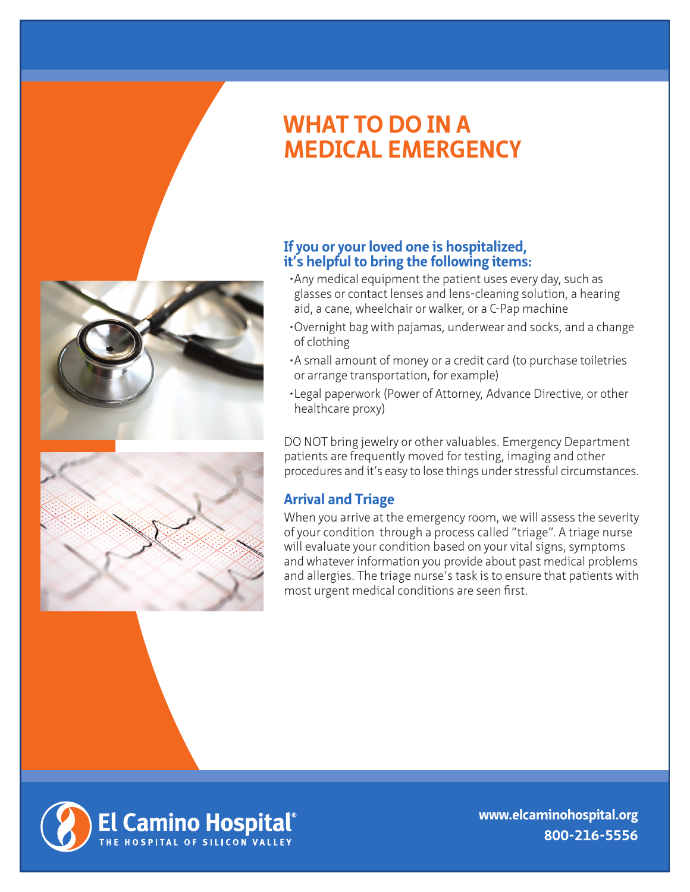# WHAT TO DO IN A MEDICAL EMERGENCY

## If you or your loved one is hospitalized, it's helpful to bring the following items:

- Any medical equipment the patient uses every day, such as glasses or contact lenses and lens-cleaning solution, a hearing aid, a cane, wheelchair or walker, or a C-Pap machine
- Overnight bag with pajamas, underwear and socks, and a change of clothing
- A small amount of money or a credit card (to purchase toiletries or arrange transportation, for example)
- Legal paperwork (Power of Attorney, Advance Directive, or other healthcare proxy)

DO NOT bring jewelry or other valuables. Emergency Department patients are frequently moved for testing, imaging and other procedures and it's easy to lose things under stressful circumstances.

## Arrival and Triage

When you arrive at the emergency room, we will assess the severity of your condition through a process called "triage". A triage nurse will evaluate your condition based on your vital signs, symptoms and whatever information you provide about past medical problems and allergies. The triage nurse's task is to ensure that patients with most urgent medical conditions are seen first.

El Camino Hospital®
THE HOSPITAL OF SILICON VALLEY

www.elcaminohospital.org
800-216-5556